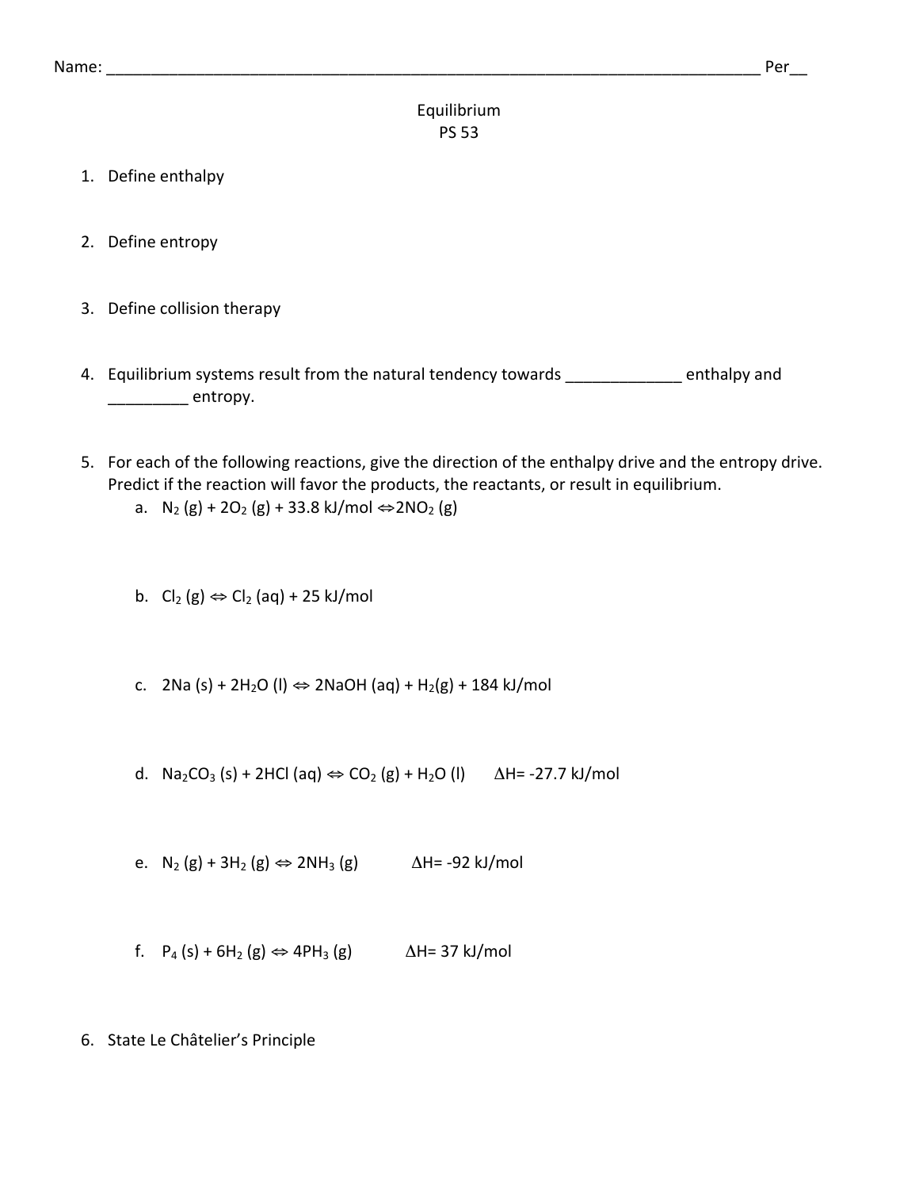Name: ___________________________________________________________________________ Per__

Equilibrium
PS 53

1. Define enthalpy

2. Define entropy

3. Define collision therapy

4. Equilibrium systems result from the natural tendency towards _____________ enthalpy and _________ entropy.

5. For each of the following reactions, give the direction of the enthalpy drive and the entropy drive. Predict if the reaction will favor the products, the reactants, or result in equilibrium.
   a. $N_2\ (g) + 2O_2\ (g) + 33.8\ kJ/mol \Leftrightarrow 2NO_2\ (g)$

   b. $Cl_2\ (g) \Leftrightarrow Cl_2\ (aq) + 25\ kJ/mol$

   c. $2Na\ (s) + 2H_2O\ (l) \Leftrightarrow 2NaOH\ (aq) + H_2(g) + 184\ kJ/mol$

   d. $Na_2CO_3\ (s) + 2HCl\ (aq) \Leftrightarrow CO_2\ (g) + H_2O\ (l)$ $\Delta H = -27.7\ kJ/mol$

   e. $N_2\ (g) + 3H_2\ (g) \Leftrightarrow 2NH_3\ (g)$ $\Delta H = -92\ kJ/mol$

   f. $P_4\ (s) + 6H_2\ (g) \Leftrightarrow 4PH_3\ (g)$ $\Delta H = 37\ kJ/mol$

6. State Le Châtelier's Principle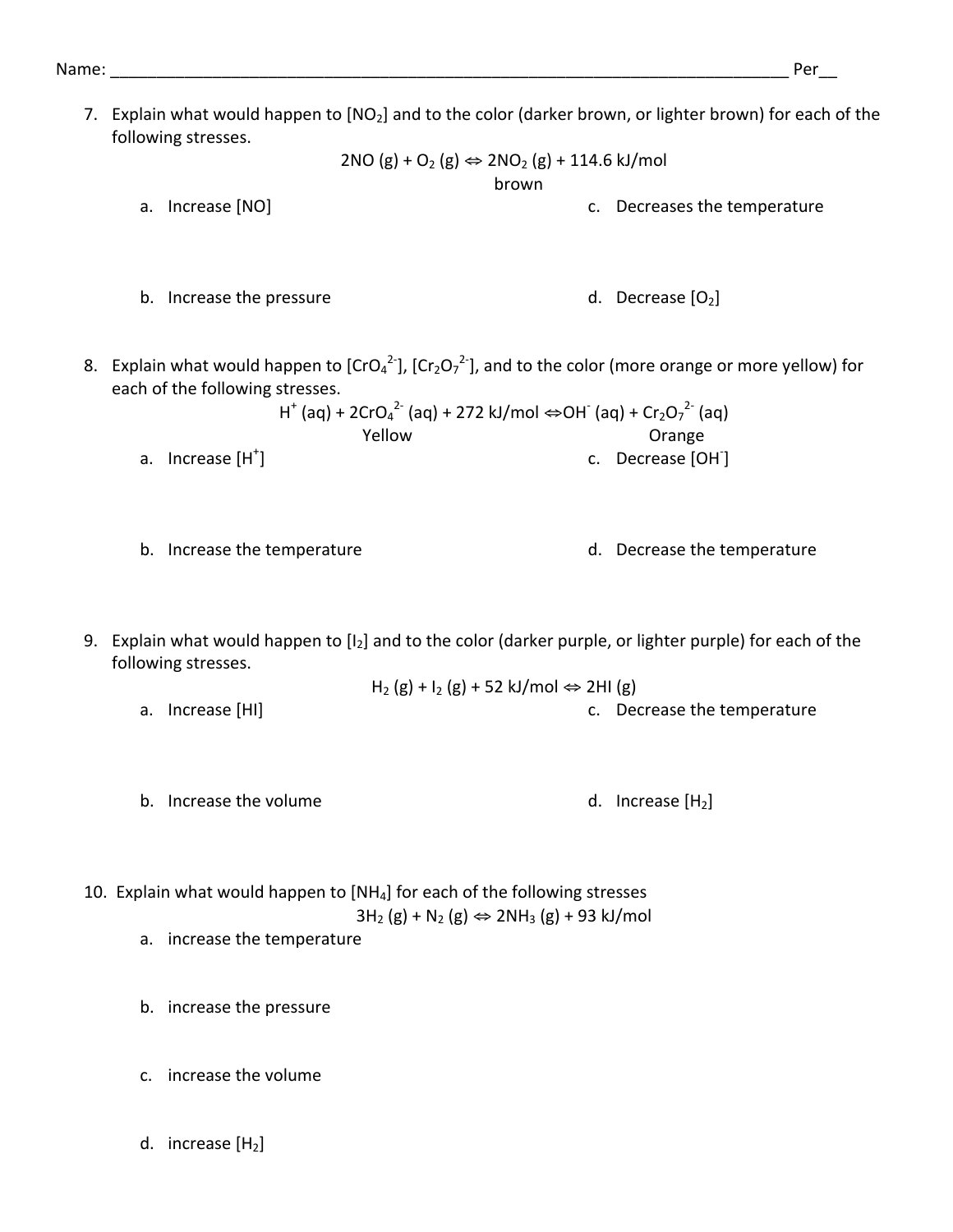Name: ______________________________________________________________________________ Per__

7. Explain what would happen to $[NO_2]$ and to the color (darker brown, or lighter brown) for each of the following stresses.

$$2NO\ (g) + O_2\ (g) \Leftrightarrow 2NO_2\ (g) + 114.6\ kJ/mol$$

brown

   a. Increase $[NO]$

   b. Increase the pressure

   c. Decreases the temperature

   d. Decrease $[O_2]$

8. Explain what would happen to $[CrO_4^{2-}]$, $[Cr_2O_7^{2-}]$, and to the color (more orange or more yellow) for each of the following stresses.

$$H^+\ (aq) + 2CrO_4^{2-}\ (aq) + 272\ kJ/mol \Leftrightarrow OH^-\ (aq) + Cr_2O_7^{2-}\ (aq)$$

Yellow Orange

   a. Increase $[H^+]$

   b. Increase the temperature

   c. Decrease $[OH^-]$

   d. Decrease the temperature

9. Explain what would happen to $[I_2]$ and to the color (darker purple, or lighter purple) for each of the following stresses.

$$H_2\ (g) + I_2\ (g) + 52\ kJ/mol \Leftrightarrow 2HI\ (g)$$

   a. Increase $[HI]$

   b. Increase the volume

   c. Decrease the temperature

   d. Increase $[H_2]$

10. Explain what would happen to $[NH_4]$ for each of the following stresses

$$3H_2\ (g) + N_2\ (g) \Leftrightarrow 2NH_3\ (g) + 93\ kJ/mol$$

   a. increase the temperature

   b. increase the pressure

   c. increase the volume

   d. increase $[H_2]$